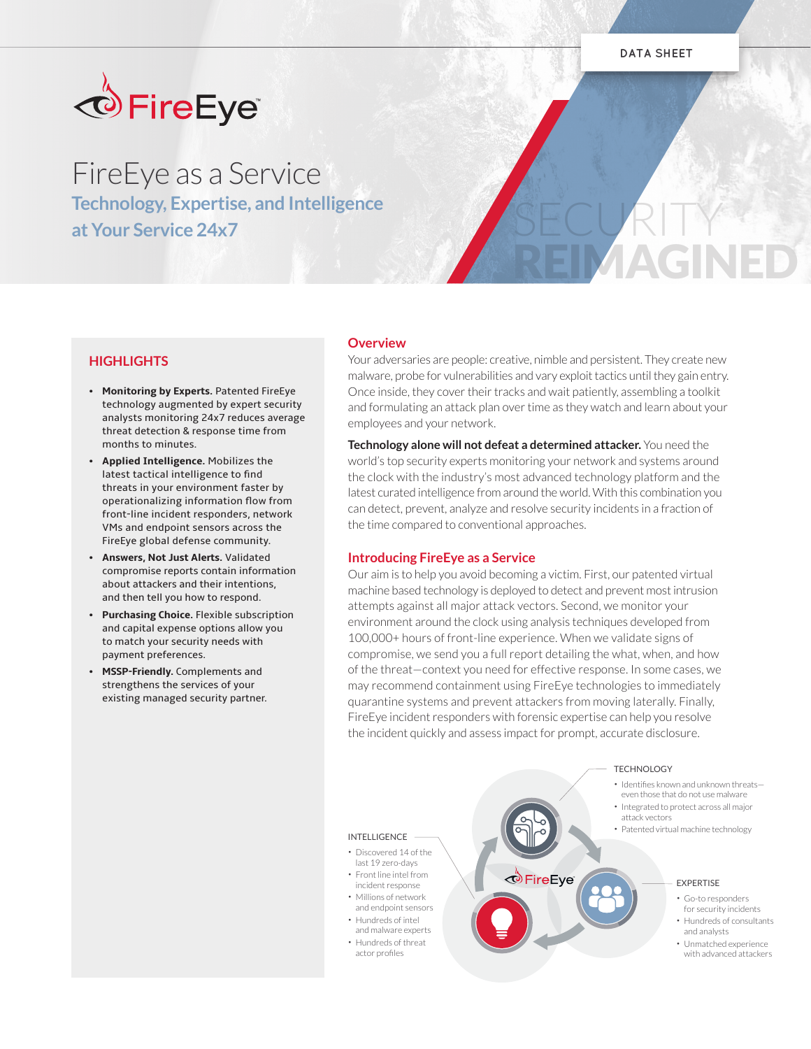DATA SHEET

# FireEye as a Service

## Technology, Expertise, and Intelligence at Your Service 24x7

SECURITY REIMAGINED

### HIGHLIGHTS

- **Monitoring by Experts.** Patented FireEye technology augmented by expert security analysts monitoring 24x7 reduces average threat detection & response time from months to minutes.
- **Applied Intelligence.** Mobilizes the latest tactical intelligence to find threats in your environment faster by operationalizing information flow from front-line incident responders, network VMs and endpoint sensors across the FireEye global defense community.
- **Answers, Not Just Alerts.** Validated compromise reports contain information about attackers and their intentions, and then tell you how to respond.
- **Purchasing Choice.** Flexible subscription and capital expense options allow you to match your security needs with payment preferences.
- **MSSP-Friendly.** Complements and strengthens the services of your existing managed security partner.

### Overview

Your adversaries are people: creative, nimble and persistent. They create new malware, probe for vulnerabilities and vary exploit tactics until they gain entry. Once inside, they cover their tracks and wait patiently, assembling a toolkit and formulating an attack plan over time as they watch and learn about your employees and your network.

**Technology alone will not defeat a determined attacker.** You need the world's top security experts monitoring your network and systems around the clock with the industry's most advanced technology platform and the latest curated intelligence from around the world. With this combination you can detect, prevent, analyze and resolve security incidents in a fraction of the time compared to conventional approaches.

### Introducing FireEye as a Service

Our aim is to help you avoid becoming a victim. First, our patented virtual machine based technology is deployed to detect and prevent most intrusion attempts against all major attack vectors. Second, we monitor your environment around the clock using analysis techniques developed from 100,000+ hours of front-line experience. When we validate signs of compromise, we send you a full report detailing the what, when, and how of the threat—context you need for effective response. In some cases, we may recommend containment using FireEye technologies to immediately quarantine systems and prevent attackers from moving laterally. Finally, FireEye incident responders with forensic expertise can help you resolve the incident quickly and assess impact for prompt, accurate disclosure.

TECHNOLOGY

- Identifies known and unknown threats—even those that do not use malware
- Integrated to protect across all major attack vectors
- Patented virtual machine technology

INTELLIGENCE

- Discovered 14 of the last 19 zero-days
- Front line intel from incident response
- Millions of network and endpoint sensors
- Hundreds of intel and malware experts
- Hundreds of threat actor profiles

FireEye

EXPERTISE

- Go-to responders for security incidents
- Hundreds of consultants and analysts
- Unmatched experience with advanced attackers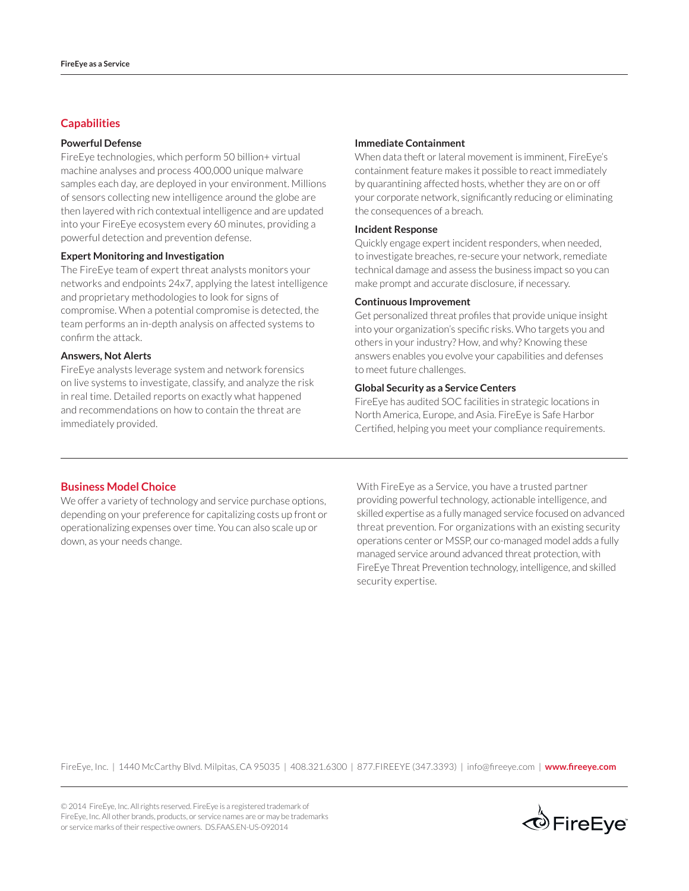## Capabilities

### Powerful Defense

FireEye technologies, which perform 50 billion+ virtual machine analyses and process 400,000 unique malware samples each day, are deployed in your environment. Millions of sensors collecting new intelligence around the globe are then layered with rich contextual intelligence and are updated into your FireEye ecosystem every 60 minutes, providing a powerful detection and prevention defense.

### Expert Monitoring and Investigation

The FireEye team of expert threat analysts monitors your networks and endpoints 24x7, applying the latest intelligence and proprietary methodologies to look for signs of compromise. When a potential compromise is detected, the team performs an in-depth analysis on affected systems to confirm the attack.

### Answers, Not Alerts

FireEye analysts leverage system and network forensics on live systems to investigate, classify, and analyze the risk in real time. Detailed reports on exactly what happened and recommendations on how to contain the threat are immediately provided.

### Immediate Containment

When data theft or lateral movement is imminent, FireEye's containment feature makes it possible to react immediately by quarantining affected hosts, whether they are on or off your corporate network, significantly reducing or eliminating the consequences of a breach.

### Incident Response

Quickly engage expert incident responders, when needed, to investigate breaches, re-secure your network, remediate technical damage and assess the business impact so you can make prompt and accurate disclosure, if necessary.

### Continuous Improvement

Get personalized threat profiles that provide unique insight into your organization's specific risks. Who targets you and others in your industry? How, and why? Knowing these answers enables you evolve your capabilities and defenses to meet future challenges.

### Global Security as a Service Centers

FireEye has audited SOC facilities in strategic locations in North America, Europe, and Asia. FireEye is Safe Harbor Certified, helping you meet your compliance requirements.

## Business Model Choice

We offer a variety of technology and service purchase options, depending on your preference for capitalizing costs up front or operationalizing expenses over time. You can also scale up or down, as your needs change.

With FireEye as a Service, you have a trusted partner providing powerful technology, actionable intelligence, and skilled expertise as a fully managed service focused on advanced threat prevention. For organizations with an existing security operations center or MSSP, our co-managed model adds a fully managed service around advanced threat protection, with FireEye Threat Prevention technology, intelligence, and skilled security expertise.

FireEye, Inc. | 1440 McCarthy Blvd. Milpitas, CA 95035 | 408.321.6300 | 877.FIREEYE (347.3393) | info@fireeye.com | **www.fireeye.com**

© 2014 FireEye, Inc. All rights reserved. FireEye is a registered trademark of FireEye, Inc. All other brands, products, or service names are or may be trademarks or service marks of their respective owners. DS.FAAS.EN-US-092014